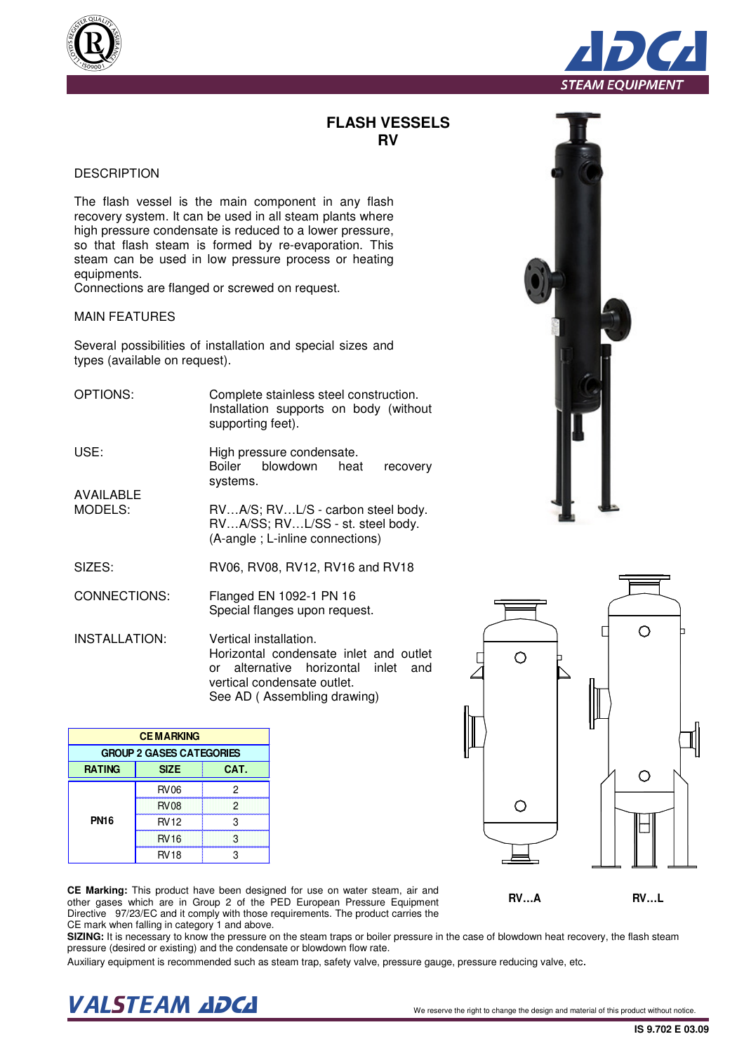# FLASH VESSELS
# RV

## DESCRIPTION

The flash vessel is the main component in any flash recovery system. It can be used in all steam plants where high pressure condensate is reduced to a lower pressure, so that flash steam is formed by re-evaporation. This steam can be used in low pressure process or heating equipments.
Connections are flanged or screwed on request.

## MAIN FEATURES

Several possibilities of installation and special sizes and types (available on request).

**OPTIONS:** Complete stainless steel construction.
Installation supports on body (without supporting feet).

**USE:** High pressure condensate.
Boiler blowdown heat recovery systems.

**AVAILABLE MODELS:** RV…A/S; RV…L/S - carbon steel body.
RV…A/SS; RV…L/SS - st. steel body.
(A-angle ; L-inline connections)

**SIZES:** RV06, RV08, RV12, RV16 and RV18

**CONNECTIONS:** Flanged EN 1092-1 PN 16
Special flanges upon request.

**INSTALLATION:** Vertical installation.
Horizontal condensate inlet and outlet or alternative horizontal inlet and vertical condensate outlet.
See AD ( Assembling drawing)

| CE MARKING | | |
|---|---|---|
| GROUP 2 GASES CATEGORIES | | |
| RATING | SIZE | CAT. |
| PN16 | RV06 | 2 |
| | RV08 | 2 |
| | RV12 | 3 |
| | RV16 | 3 |
| | RV18 | 3 |

RV…A RV…L

**CE Marking:** This product have been designed for use on water steam, air and other gases which are in Group 2 of the PED European Pressure Equipment Directive 97/23/EC and it comply with those requirements. The product carries the CE mark when falling in category 1 and above.

**SIZING:** It is necessary to know the pressure on the steam traps or boiler pressure in the case of blowdown heat recovery, the flash steam pressure (desired or existing) and the condensate or blowdown flow rate.

Auxiliary equipment is recommended such as steam trap, safety valve, pressure gauge, pressure reducing valve, etc.

We reserve the right to change the design and material of this product without notice.

IS 9.702 E 03.09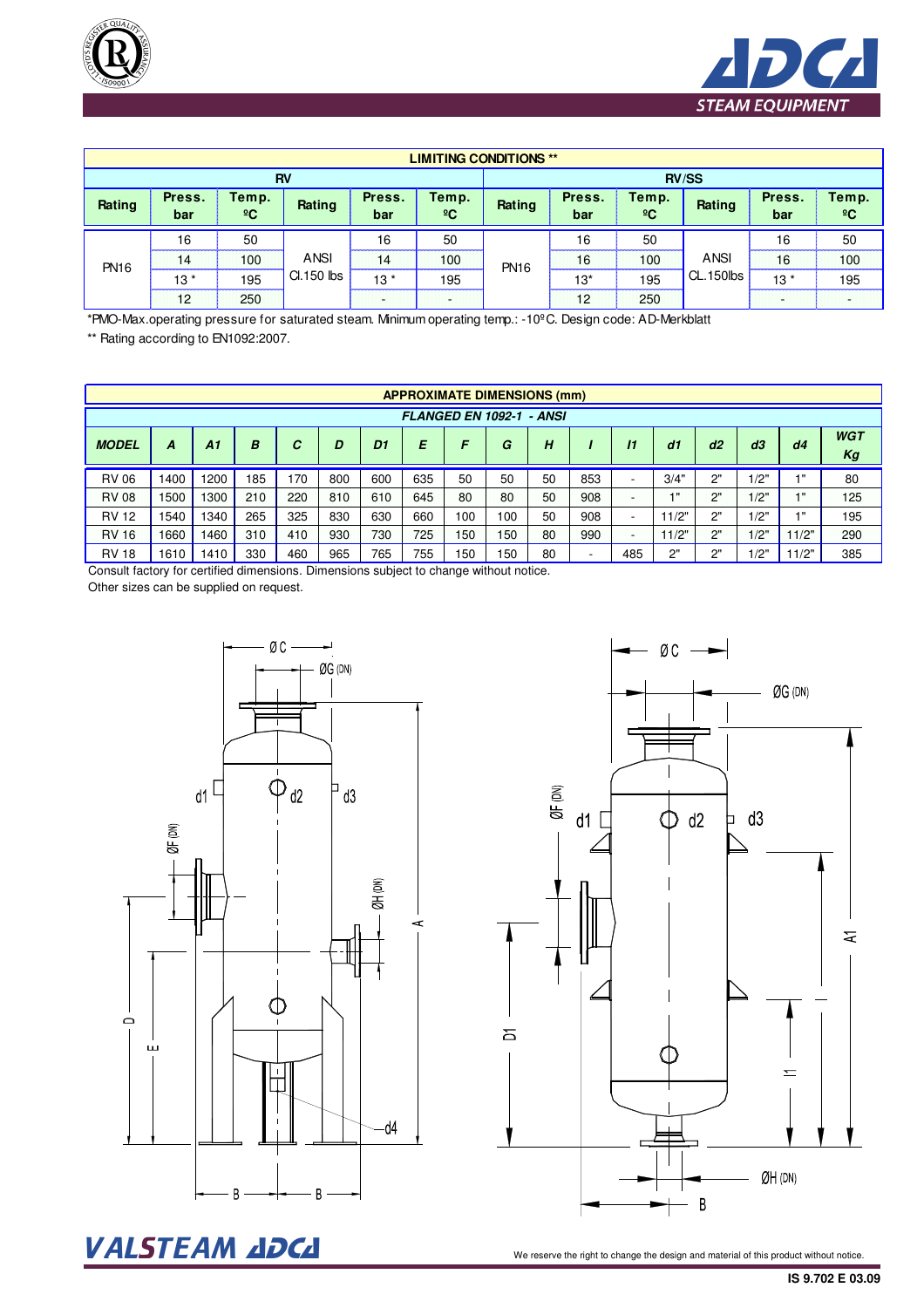| LIMITING CONDITIONS ** | | | | | | | | | | | |
|---|---|---|---|---|---|---|---|---|---|---|---|
| RV | | | | | | RV/SS | | | | | |
| Rating | Press. bar | Temp. ºC | Rating | Press. bar | Temp. ºC | Rating | Press. bar | Temp. ºC | Rating | Press. bar | Temp. ºC |
| PN16 | 16 | 50 | ANSI Cl.150 lbs | 16 | 50 | PN16 | 16 | 50 | ANSI CL.150lbs | 16 | 50 |
| | 14 | 100 | | 14 | 100 | | 16 | 100 | | 16 | 100 |
| | 13 * | 195 | | 13 * | 195 | | 13* | 195 | | 13 * | 195 |
| | 12 | 250 | | - | - | | 12 | 250 | | - | - |

*PMO-Max.operating pressure for saturated steam. Minimum operating temp.: -10ºC. Design code: AD-Merkblatt

** Rating according to EN1092:2007.

| APPROXIMATE DIMENSIONS (mm) | | | | | | | | | | | | | | | | | |
|---|---|---|---|---|---|---|---|---|---|---|---|---|---|---|---|---|---|
| FLANGED EN 1092-1 - ANSI | | | | | | | | | | | | | | | | | |
| MODEL | A | A1 | B | C | D | D1 | E | F | G | H | I | I1 | d1 | d2 | d3 | d4 | WGT Kg |
| RV 06 | 1400 | 1200 | 185 | 170 | 800 | 600 | 635 | 50 | 50 | 50 | 853 | - | 3/4" | 2" | 1/2" | 1" | 80 |
| RV 08 | 1500 | 1300 | 210 | 220 | 810 | 610 | 645 | 80 | 80 | 50 | 908 | - | 1" | 2" | 1/2" | 1" | 125 |
| RV 12 | 1540 | 1340 | 265 | 325 | 830 | 630 | 660 | 100 | 100 | 50 | 908 | - | 11/2" | 2" | 1/2" | 1" | 195 |
| RV 16 | 1660 | 1460 | 310 | 410 | 930 | 730 | 725 | 150 | 150 | 80 | 990 | - | 11/2" | 2" | 1/2" | 11/2" | 290 |
| RV 18 | 1610 | 1410 | 330 | 460 | 965 | 765 | 755 | 150 | 150 | 80 | - | 485 | 2" | 2" | 1/2" | 11/2" | 385 |

Consult factory for certified dimensions. Dimensions subject to change without notice.
Other sizes can be supplied on request.

ØC
ØG (DN)
d1 d2 d3
ØF (DN)
ØH (DN)
A
D
E
d4
B B

ØC
ØG (DN)
ØF (DN)
d1 d2 d3
A1
D1
I1
ØH (DN)
B

We reserve the right to change the design and material of this product without notice.

IS 9.702 E 03.09